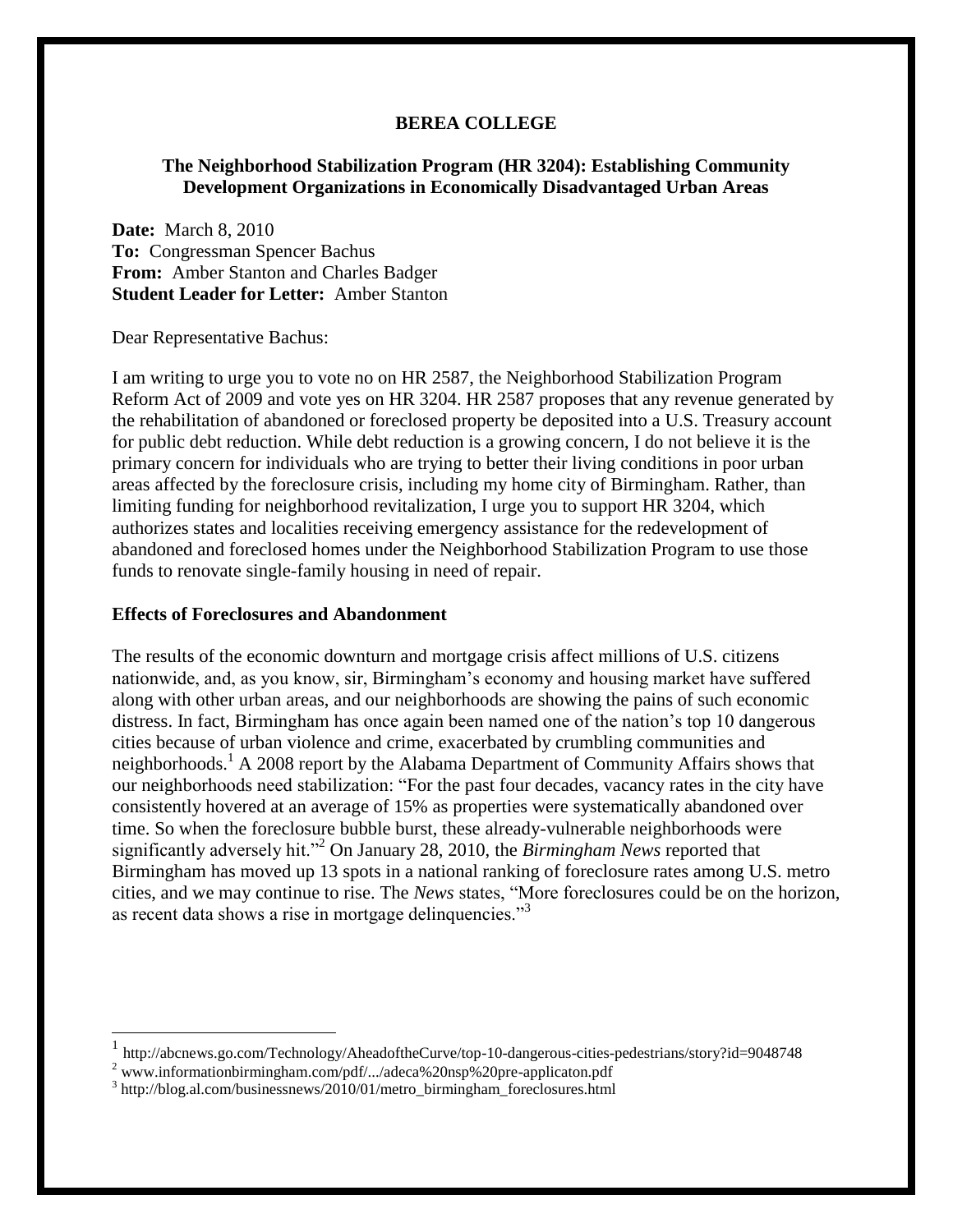**BEREA COLLEGE**

**The Neighborhood Stabilization Program (HR 3204): Establishing Community Development Organizations in Economically Disadvantaged Urban Areas**

**Date:** March 8, 2010
**To:** Congressman Spencer Bachus
**From:** Amber Stanton and Charles Badger
**Student Leader for Letter:** Amber Stanton

Dear Representative Bachus:

I am writing to urge you to vote no on HR 2587, the Neighborhood Stabilization Program Reform Act of 2009 and vote yes on HR 3204. HR 2587 proposes that any revenue generated by the rehabilitation of abandoned or foreclosed property be deposited into a U.S. Treasury account for public debt reduction. While debt reduction is a growing concern, I do not believe it is the primary concern for individuals who are trying to better their living conditions in poor urban areas affected by the foreclosure crisis, including my home city of Birmingham. Rather, than limiting funding for neighborhood revitalization, I urge you to support HR 3204, which authorizes states and localities receiving emergency assistance for the redevelopment of abandoned and foreclosed homes under the Neighborhood Stabilization Program to use those funds to renovate single-family housing in need of repair.

**Effects of Foreclosures and Abandonment**

The results of the economic downturn and mortgage crisis affect millions of U.S. citizens nationwide, and, as you know, sir, Birmingham's economy and housing market have suffered along with other urban areas, and our neighborhoods are showing the pains of such economic distress. In fact, Birmingham has once again been named one of the nation's top 10 dangerous cities because of urban violence and crime, exacerbated by crumbling communities and neighborhoods.[1] A 2008 report by the Alabama Department of Community Affairs shows that our neighborhoods need stabilization: "For the past four decades, vacancy rates in the city have consistently hovered at an average of 15% as properties were systematically abandoned over time. So when the foreclosure bubble burst, these already-vulnerable neighborhoods were significantly adversely hit."[2] On January 28, 2010, the *Birmingham News* reported that Birmingham has moved up 13 spots in a national ranking of foreclosure rates among U.S. metro cities, and we may continue to rise. The *News* states, "More foreclosures could be on the horizon, as recent data shows a rise in mortgage delinquencies."[3]

---

[1] http://abcnews.go.com/Technology/AheadoftheCurve/top-10-dangerous-cities-pedestrians/story?id=9048748

[2] www.informationbirmingham.com/pdf/.../adeca%20nsp%20pre-applicaton.pdf

[3] http://blog.al.com/businessnews/2010/01/metro_birmingham_foreclosures.html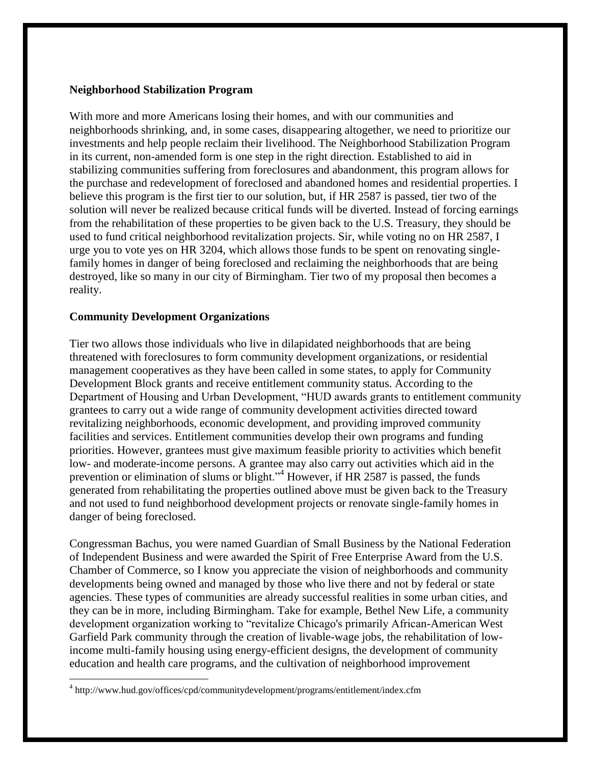**Neighborhood Stabilization Program**

With more and more Americans losing their homes, and with our communities and neighborhoods shrinking, and, in some cases, disappearing altogether, we need to prioritize our investments and help people reclaim their livelihood. The Neighborhood Stabilization Program in its current, non-amended form is one step in the right direction. Established to aid in stabilizing communities suffering from foreclosures and abandonment, this program allows for the purchase and redevelopment of foreclosed and abandoned homes and residential properties. I believe this program is the first tier to our solution, but, if HR 2587 is passed, tier two of the solution will never be realized because critical funds will be diverted. Instead of forcing earnings from the rehabilitation of these properties to be given back to the U.S. Treasury, they should be used to fund critical neighborhood revitalization projects. Sir, while voting no on HR 2587, I urge you to vote yes on HR 3204, which allows those funds to be spent on renovating single-family homes in danger of being foreclosed and reclaiming the neighborhoods that are being destroyed, like so many in our city of Birmingham. Tier two of my proposal then becomes a reality.

**Community Development Organizations**

Tier two allows those individuals who live in dilapidated neighborhoods that are being threatened with foreclosures to form community development organizations, or residential management cooperatives as they have been called in some states, to apply for Community Development Block grants and receive entitlement community status. According to the Department of Housing and Urban Development, "HUD awards grants to entitlement community grantees to carry out a wide range of community development activities directed toward revitalizing neighborhoods, economic development, and providing improved community facilities and services. Entitlement communities develop their own programs and funding priorities. However, grantees must give maximum feasible priority to activities which benefit low- and moderate-income persons. A grantee may also carry out activities which aid in the prevention or elimination of slums or blight."[4] However, if HR 2587 is passed, the funds generated from rehabilitating the properties outlined above must be given back to the Treasury and not used to fund neighborhood development projects or renovate single-family homes in danger of being foreclosed.

Congressman Bachus, you were named Guardian of Small Business by the National Federation of Independent Business and were awarded the Spirit of Free Enterprise Award from the U.S. Chamber of Commerce, so I know you appreciate the vision of neighborhoods and community developments being owned and managed by those who live there and not by federal or state agencies. These types of communities are already successful realities in some urban cities, and they can be in more, including Birmingham. Take for example, Bethel New Life, a community development organization working to "revitalize Chicago's primarily African-American West Garfield Park community through the creation of livable-wage jobs, the rehabilitation of low-income multi-family housing using energy-efficient designs, the development of community education and health care programs, and the cultivation of neighborhood improvement

[4] http://www.hud.gov/offices/cpd/communitydevelopment/programs/entitlement/index.cfm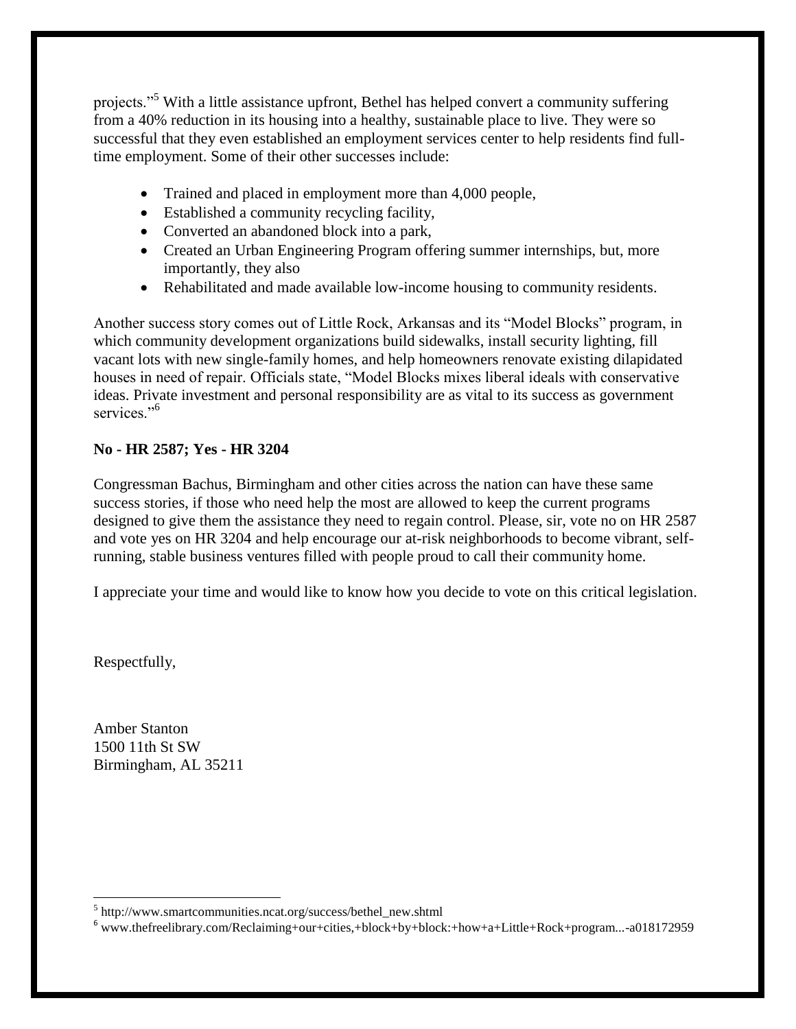projects."[5] With a little assistance upfront, Bethel has helped convert a community suffering from a 40% reduction in its housing into a healthy, sustainable place to live. They were so successful that they even established an employment services center to help residents find full-time employment. Some of their other successes include:

- Trained and placed in employment more than 4,000 people,
- Established a community recycling facility,
- Converted an abandoned block into a park,
- Created an Urban Engineering Program offering summer internships, but, more importantly, they also
- Rehabilitated and made available low-income housing to community residents.

Another success story comes out of Little Rock, Arkansas and its "Model Blocks" program, in which community development organizations build sidewalks, install security lighting, fill vacant lots with new single-family homes, and help homeowners renovate existing dilapidated houses in need of repair. Officials state, "Model Blocks mixes liberal ideals with conservative ideas. Private investment and personal responsibility are as vital to its success as government services."[6]

**No - HR 2587; Yes - HR 3204**

Congressman Bachus, Birmingham and other cities across the nation can have these same success stories, if those who need help the most are allowed to keep the current programs designed to give them the assistance they need to regain control. Please, sir, vote no on HR 2587 and vote yes on HR 3204 and help encourage our at-risk neighborhoods to become vibrant, self-running, stable business ventures filled with people proud to call their community home.

I appreciate your time and would like to know how you decide to vote on this critical legislation.

Respectfully,

Amber Stanton
1500 11th St SW
Birmingham, AL 35211

---

[5] http://www.smartcommunities.ncat.org/success/bethel_new.shtml

[6] www.thefreelibrary.com/Reclaiming+our+cities,+block+by+block:+how+a+Little+Rock+program...-a018172959